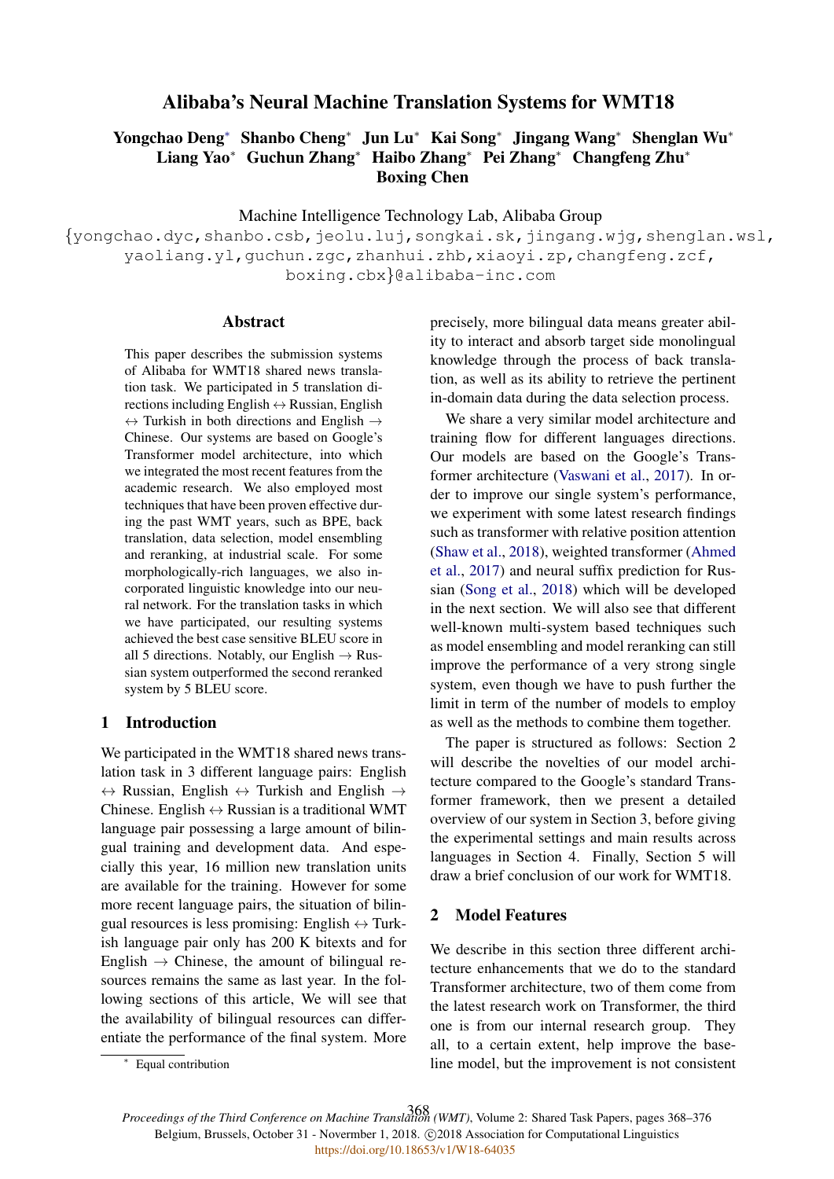# Alibaba's Neural Machine Translation Systems for WMT18

**Yongchao Deng*** **Shanbo Cheng*** **Jun Lu*** **Kai Song*** **Jingang Wang*** **Shenglan Wu*** **Liang Yao*** **Guchun Zhang*** **Haibo Zhang*** **Pei Zhang*** **Changfeng Zhu*** **Boxing Chen**

Machine Intelligence Technology Lab, Alibaba Group

{yongchao.dyc,shanbo.csb,jeolu.luj,songkai.sk,jingang.wjg,shenglan.wsl, yaoliang.yl,guchun.zgc,zhanhui.zhb,xiaoyi.zp,changfeng.zcf, boxing.cbx}@alibaba-inc.com

## Abstract

This paper describes the submission systems of Alibaba for WMT18 shared news translation task. We participated in 5 translation directions including English ↔ Russian, English ↔ Turkish in both directions and English → Chinese. Our systems are based on Google's Transformer model architecture, into which we integrated the most recent features from the academic research. We also employed most techniques that have been proven effective during the past WMT years, such as BPE, back translation, data selection, model ensembling and reranking, at industrial scale. For some morphologically-rich languages, we also incorporated linguistic knowledge into our neural network. For the translation tasks in which we have participated, our resulting systems achieved the best case sensitive BLEU score in all 5 directions. Notably, our English → Russian system outperformed the second reranked system by 5 BLEU score.

## 1 Introduction

We participated in the WMT18 shared news translation task in 3 different language pairs: English ↔ Russian, English ↔ Turkish and English → Chinese. English ↔ Russian is a traditional WMT language pair possessing a large amount of bilingual training and development data. And especially this year, 16 million new translation units are available for the training. However for some more recent language pairs, the situation of bilingual resources is less promising: English ↔ Turkish language pair only has 200 K bitexts and for English → Chinese, the amount of bilingual resources remains the same as last year. In the following sections of this article, We will see that the availability of bilingual resources can differentiate the performance of the final system. More precisely, more bilingual data means greater ability to interact and absorb target side monolingual knowledge through the process of back translation, as well as its ability to retrieve the pertinent in-domain data during the data selection process.

We share a very similar model architecture and training flow for different languages directions. Our models are based on the Google's Transformer architecture (Vaswani et al., 2017). In order to improve our single system's performance, we experiment with some latest research findings such as transformer with relative position attention (Shaw et al., 2018), weighted transformer (Ahmed et al., 2017) and neural suffix prediction for Russian (Song et al., 2018) which will be developed in the next section. We will also see that different well-known multi-system based techniques such as model ensembling and model reranking can still improve the performance of a very strong single system, even though we have to push further the limit in term of the number of models to employ as well as the methods to combine them together.

The paper is structured as follows: Section 2 will describe the novelties of our model architecture compared to the Google's standard Transformer framework, then we present a detailed overview of our system in Section 3, before giving the experimental settings and main results across languages in Section 4. Finally, Section 5 will draw a brief conclusion of our work for WMT18.

## 2 Model Features

We describe in this section three different architecture enhancements that we do to the standard Transformer architecture, two of them come from the latest research work on Transformer, the third one is from our internal research group. They all, to a certain extent, help improve the baseline model, but the improvement is not consistent

* Equal contribution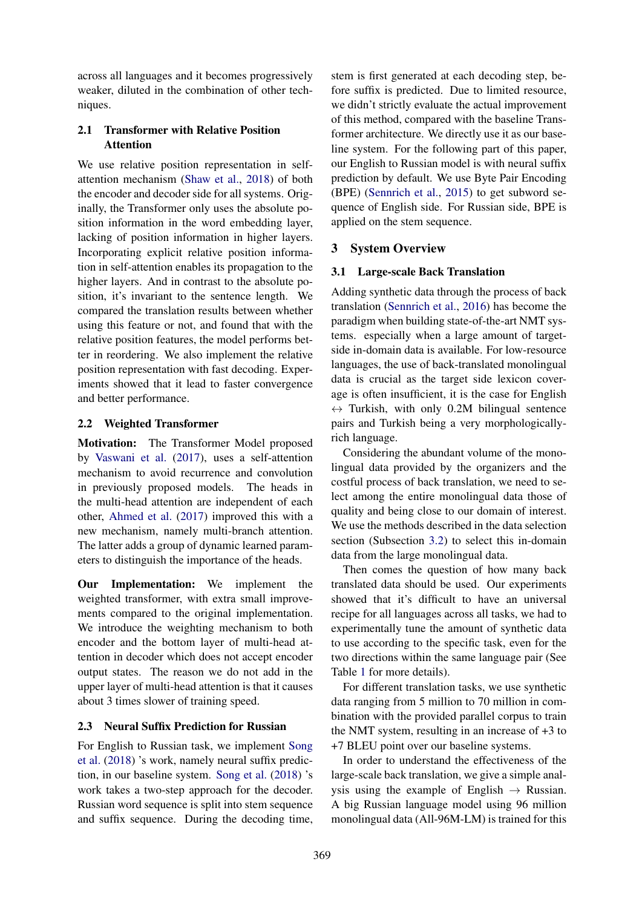across all languages and it becomes progressively weaker, diluted in the combination of other techniques.

### 2.1 Transformer with Relative Position Attention

We use relative position representation in self-attention mechanism (Shaw et al., 2018) of both the encoder and decoder side for all systems. Originally, the Transformer only uses the absolute position information in the word embedding layer, lacking of position information in higher layers. Incorporating explicit relative position information in self-attention enables its propagation to the higher layers. And in contrast to the absolute position, it's invariant to the sentence length. We compared the translation results between whether using this feature or not, and found that with the relative position features, the model performs better in reordering. We also implement the relative position representation with fast decoding. Experiments showed that it lead to faster convergence and better performance.

### 2.2 Weighted Transformer

**Motivation:** The Transformer Model proposed by Vaswani et al. (2017), uses a self-attention mechanism to avoid recurrence and convolution in previously proposed models. The heads in the multi-head attention are independent of each other, Ahmed et al. (2017) improved this with a new mechanism, namely multi-branch attention. The latter adds a group of dynamic learned parameters to distinguish the importance of the heads.

**Our Implementation:** We implement the weighted transformer, with extra small improvements compared to the original implementation. We introduce the weighting mechanism to both encoder and the bottom layer of multi-head attention in decoder which does not accept encoder output states. The reason we do not add in the upper layer of multi-head attention is that it causes about 3 times slower of training speed.

### 2.3 Neural Suffix Prediction for Russian

For English to Russian task, we implement Song et al. (2018) 's work, namely neural suffix prediction, in our baseline system. Song et al. (2018) 's work takes a two-step approach for the decoder. Russian word sequence is split into stem sequence and suffix sequence. During the decoding time, stem is first generated at each decoding step, before suffix is predicted. Due to limited resource, we didn't strictly evaluate the actual improvement of this method, compared with the baseline Transformer architecture. We directly use it as our baseline system. For the following part of this paper, our English to Russian model is with neural suffix prediction by default. We use Byte Pair Encoding (BPE) (Sennrich et al., 2015) to get subword sequence of English side. For Russian side, BPE is applied on the stem sequence.

## 3 System Overview

### 3.1 Large-scale Back Translation

Adding synthetic data through the process of back translation (Sennrich et al., 2016) has become the paradigm when building state-of-the-art NMT systems. especially when a large amount of target-side in-domain data is available. For low-resource languages, the use of back-translated monolingual data is crucial as the target side lexicon coverage is often insufficient, it is the case for English $\leftrightarrow$ Turkish, with only 0.2M bilingual sentence pairs and Turkish being a very morphologically-rich language.

Considering the abundant volume of the monolingual data provided by the organizers and the costful process of back translation, we need to select among the entire monolingual data those of quality and being close to our domain of interest. We use the methods described in the data selection section (Subsection 3.2) to select this in-domain data from the large monolingual data.

Then comes the question of how many back translated data should be used. Our experiments showed that it's difficult to have an universal recipe for all languages across all tasks, we had to experimentally tune the amount of synthetic data to use according to the specific task, even for the two directions within the same language pair (See Table 1 for more details).

For different translation tasks, we use synthetic data ranging from 5 million to 70 million in combination with the provided parallel corpus to train the NMT system, resulting in an increase of +3 to +7 BLEU point over our baseline systems.

In order to understand the effectiveness of the large-scale back translation, we give a simple analysis using the example of English $\rightarrow$ Russian. A big Russian language model using 96 million monolingual data (All-96M-LM) is trained for this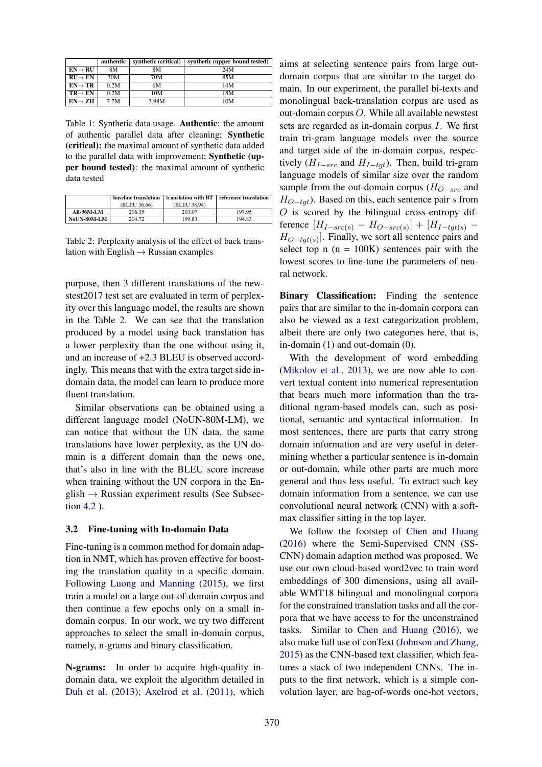| | authentic | synthetic (critical) | synthetic (upper bound tested) |
|---|---|---|---|
| EN→ RU | 8M | 8M | 24M |
| RU→ EN | 30M | 70M | 85M |
| EN→ TR | 0.2M | 6M | 14M |
| TR→ EN | 0.2M | 10M | 15M |
| EN→ ZH | 7.2M | 3.98M | 10M |

Table 1: Synthetic data usage. **Authentic**: the amount of authentic parallel data after cleaning; **Synthetic (critical):** the maximal amount of synthetic data added to the parallel data with improvement; **Synthetic (upper bound tested)**: the maximal amount of synthetic data tested

| | baseline translation (BLEU 36.66) | translation with BT (BLEU 38.94) | reference translation |
|---|---|---|---|
| All-96M-LM | 206.35 | 203.07 | 197.95 |
| NoUN-80M-LM | 204.72 | 199.83 | 194.83 |

Table 2: Perplexity analysis of the effect of back translation with English → Russian examples

purpose, then 3 different translations of the newstest2017 test set are evaluated in term of perplexity over this language model, the results are shown in the Table 2. We can see that the translation produced by a model using back translation has a lower perplexity than the one without using it, and an increase of +2.3 BLEU is observed accordingly. This means that with the extra target side in-domain data, the model can learn to produce more fluent translation.

Similar observations can be obtained using a different language model (NoUN-80M-LM), we can notice that without the UN data, the same translations have lower perplexity, as the UN domain is a different domain than the news one, that's also in line with the BLEU score increase when training without the UN corpora in the English → Russian experiment results (See Subsection 4.2 ).

### 3.2 Fine-tuning with In-domain Data

Fine-tuning is a common method for domain adaption in NMT, which has proven effective for boosting the translation quality in a specific domain. Following Luong and Manning (2015), we first train a model on a large out-of-domain corpus and then continue a few epochs only on a small in-domain corpus. In our work, we try two different approaches to select the small in-domain corpus, namely, n-grams and binary classification.

**N-grams:** In order to acquire high-quality in-domain data, we exploit the algorithm detailed in Duh et al. (2013); Axelrod et al. (2011), which aims at selecting sentence pairs from large out-domain corpus that are similar to the target domain. In our experiment, the parallel bi-texts and monolingual back-translation corpus are used as out-domain corpus $O$. While all available newstest sets are regarded as in-domain corpus $I$. We first train tri-gram language models over the source and target side of the in-domain corpus, respectively ($H_{I-src}$ and $H_{I-tgt}$). Then, build tri-gram language models of similar size over the random sample from the out-domain corpus ($H_{O-src}$ and $H_{O-tgt}$). Based on this, each sentence pair $s$ from $O$ is scored by the bilingual cross-entropy difference $[H_{I-src(s)} - H_{O-src(s)}] + [H_{I-tgt(s)} - H_{O-tgt(s)}]$. Finally, we sort all sentence pairs and select top n (n = 100K) sentences pair with the lowest scores to fine-tune the parameters of neural network.

**Binary Classification:** Finding the sentence pairs that are similar to the in-domain corpora can also be viewed as a text categorization problem, albeit there are only two categories here, that is, in-domain (1) and out-domain (0).

With the development of word embedding (Mikolov et al., 2013), we are now able to convert textual content into numerical representation that bears much more information than the traditional ngram-based models can, such as positional, semantic and syntactical information. In most sentences, there are parts that carry strong domain information and are very useful in determining whether a particular sentence is in-domain or out-domain, while other parts are much more general and thus less useful. To extract such key domain information from a sentence, we can use convolutional neural network (CNN) with a softmax classifier sitting in the top layer.

We follow the footstep of Chen and Huang (2016) where the Semi-Supervised CNN (SS-CNN) domain adaption method was proposed. We use our own cloud-based word2vec to train word embeddings of 300 dimensions, using all available WMT18 bilingual and monolingual corpora for the constrained translation tasks and all the corpora that we have access to for the unconstrained tasks. Similar to Chen and Huang (2016), we also make full use of conText (Johnson and Zhang, 2015) as the CNN-based text classifier, which features a stack of two independent CNNs. The inputs to the first network, which is a simple convolution layer, are bag-of-words one-hot vectors,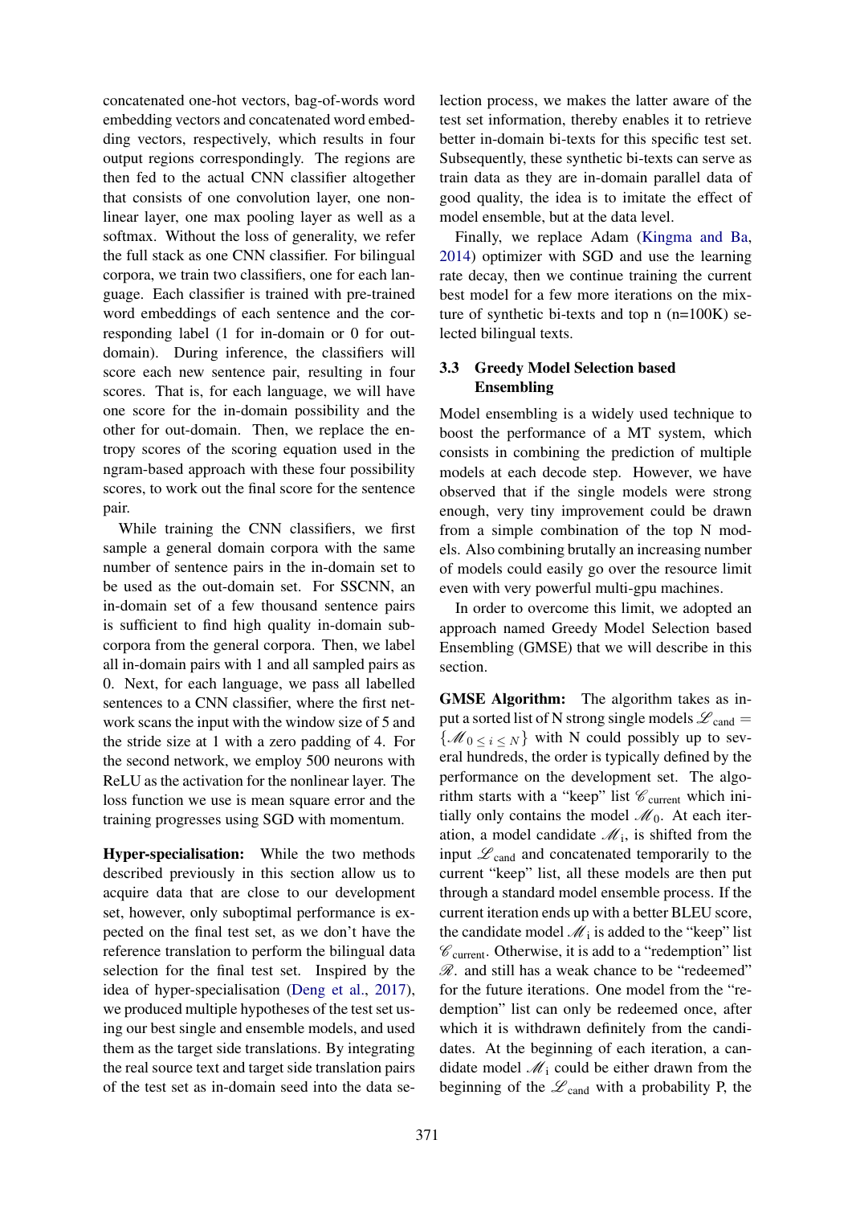concatenated one-hot vectors, bag-of-words word embedding vectors and concatenated word embedding vectors, respectively, which results in four output regions correspondingly. The regions are then fed to the actual CNN classifier altogether that consists of one convolution layer, one non-linear layer, one max pooling layer as well as a softmax. Without the loss of generality, we refer the full stack as one CNN classifier. For bilingual corpora, we train two classifiers, one for each language. Each classifier is trained with pre-trained word embeddings of each sentence and the corresponding label (1 for in-domain or 0 for out-domain). During inference, the classifiers will score each new sentence pair, resulting in four scores. That is, for each language, we will have one score for the in-domain possibility and the other for out-domain. Then, we replace the entropy scores of the scoring equation used in the ngram-based approach with these four possibility scores, to work out the final score for the sentence pair.

While training the CNN classifiers, we first sample a general domain corpora with the same number of sentence pairs in the in-domain set to be used as the out-domain set. For SSCNN, an in-domain set of a few thousand sentence pairs is sufficient to find high quality in-domain sub-corpora from the general corpora. Then, we label all in-domain pairs with 1 and all sampled pairs as 0. Next, for each language, we pass all labelled sentences to a CNN classifier, where the first network scans the input with the window size of 5 and the stride size at 1 with a zero padding of 4. For the second network, we employ 500 neurons with ReLU as the activation for the nonlinear layer. The loss function we use is mean square error and the training progresses using SGD with momentum.

**Hyper-specialisation:** While the two methods described previously in this section allow us to acquire data that are close to our development set, however, only suboptimal performance is expected on the final test set, as we don't have the reference translation to perform the bilingual data selection for the final test set. Inspired by the idea of hyper-specialisation (Deng et al., 2017), we produced multiple hypotheses of the test set using our best single and ensemble models, and used them as the target side translations. By integrating the real source text and target side translation pairs of the test set as in-domain seed into the data selection process, we makes the latter aware of the test set information, thereby enables it to retrieve better in-domain bi-texts for this specific test set. Subsequently, these synthetic bi-texts can serve as train data as they are in-domain parallel data of good quality, the idea is to imitate the effect of model ensemble, but at the data level.

Finally, we replace Adam (Kingma and Ba, 2014) optimizer with SGD and use the learning rate decay, then we continue training the current best model for a few more iterations on the mixture of synthetic bi-texts and top n (n=100K) selected bilingual texts.

### 3.3 Greedy Model Selection based Ensembling

Model ensembling is a widely used technique to boost the performance of a MT system, which consists in combining the prediction of multiple models at each decode step. However, we have observed that if the single models were strong enough, very tiny improvement could be drawn from a simple combination of the top N models. Also combining brutally an increasing number of models could easily go over the resource limit even with very powerful multi-gpu machines.

In order to overcome this limit, we adopted an approach named Greedy Model Selection based Ensembling (GMSE) that we will describe in this section.

**GMSE Algorithm:** The algorithm takes as input a sorted list of N strong single models $\mathscr{L}_{\text{cand}} = \{\mathscr{M}_{0 \leq i \leq N}\}$ with N could possibly up to several hundreds, the order is typically defined by the performance on the development set. The algorithm starts with a "keep" list $\mathscr{C}_{\text{current}}$ which initially only contains the model $\mathscr{M}_0$. At each iteration, a model candidate $\mathscr{M}_{\text{i}}$, is shifted from the input $\mathscr{L}_{\text{cand}}$ and concatenated temporarily to the current "keep" list, all these models are then put through a standard model ensemble process. If the current iteration ends up with a better BLEU score, the candidate model $\mathscr{M}_{\text{i}}$ is added to the "keep" list $\mathscr{C}_{\text{current}}$. Otherwise, it is add to a "redemption" list $\mathscr{R}$. and still has a weak chance to be "redeemed" for the future iterations. One model from the "redemption" list can only be redeemed once, after which it is withdrawn definitely from the candidates. At the beginning of each iteration, a candidate model $\mathscr{M}_{\text{i}}$ could be either drawn from the beginning of the $\mathscr{L}_{\text{cand}}$ with a probability P, the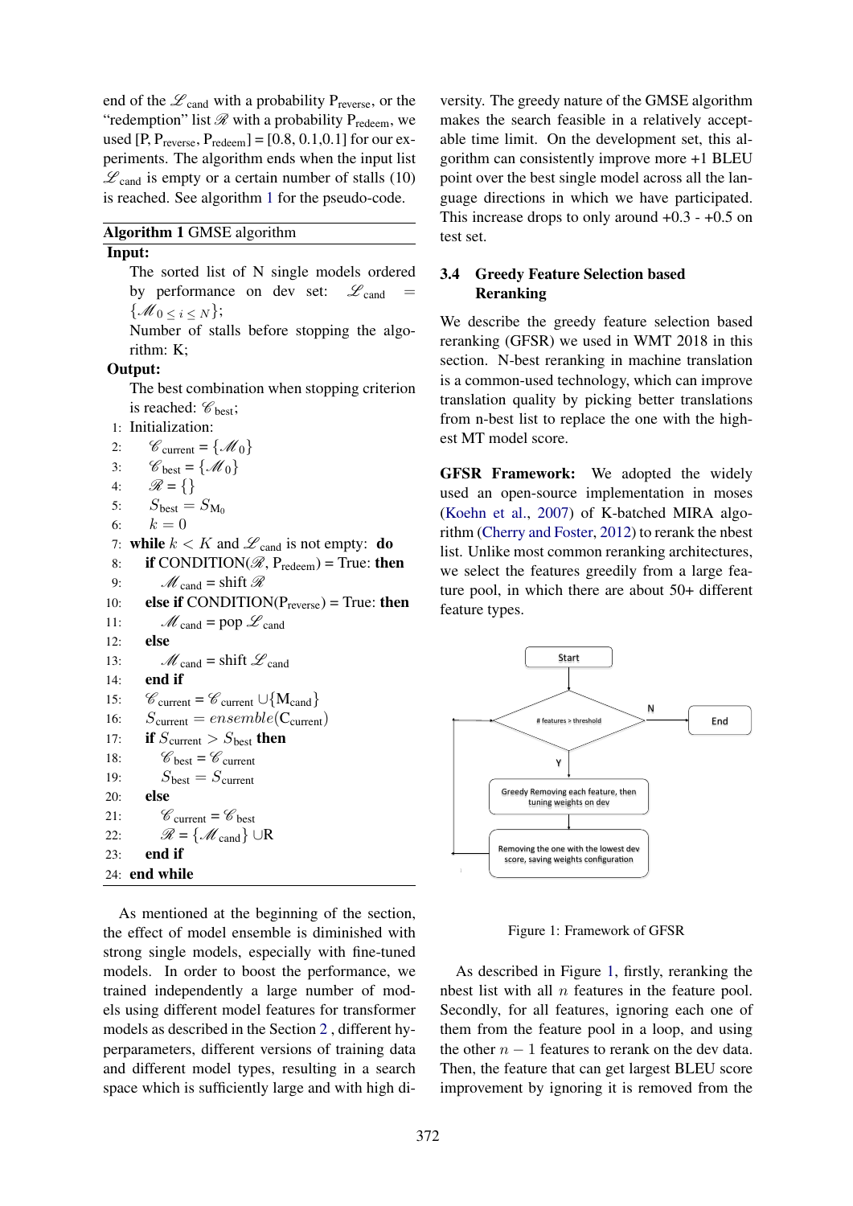end of the $\mathscr{L}_{\text{cand}}$ with a probability $P_{\text{reverse}}$, or the "redemption" list $\mathscr{R}$ with a probability $P_{\text{redeem}}$, we used $[P, P_{\text{reverse}}, P_{\text{redeem}}] = [0.8, 0.1, 0.1]$ for our experiments. The algorithm ends when the input list $\mathscr{L}_{\text{cand}}$ is empty or a certain number of stalls (10) is reached. See algorithm 1 for the pseudo-code.

**Algorithm 1** GMSE algorithm

**Input:**
The sorted list of N single models ordered by performance on dev set: $\mathscr{L}_{\text{cand}} = \{\mathscr{M}_{0 \leq i \leq N}\}$;
Number of stalls before stopping the algorithm: K;

**Output:**
The best combination when stopping criterion is reached: $\mathscr{C}_{\text{best}}$;

```
1:  Initialization:
2:      C_current = {M_0}
3:      C_best = {M_0}
4:      R = {}
5:      S_best = S_M0
6:      k = 0
7:  while k < K and L_cand is not empty: do
8:      if CONDITION(R, P_redeem) = True: then
9:          M_cand = shift R
10:     else if CONDITION(P_reverse) = True: then
11:         M_cand = pop L_cand
12:     else
13:         M_cand = shift L_cand
14:     end if
15:     C_current = C_current ∪ {M_cand}
16:     S_current = ensemble(C_current)
17:     if S_current > S_best then
18:         C_best = C_current
19:         S_best = S_current
20:     else
21:         C_current = C_best
22:         R = {M_cand} ∪ R
23:     end if
24: end while
```

As mentioned at the beginning of the section, the effect of model ensemble is diminished with strong single models, especially with fine-tuned models. In order to boost the performance, we trained independently a large number of models using different model features for transformer models as described in the Section 2 , different hyperparameters, different versions of training data and different model types, resulting in a search space which is sufficiently large and with high diversity. The greedy nature of the GMSE algorithm makes the search feasible in a relatively acceptable time limit. On the development set, this algorithm can consistently improve more +1 BLEU point over the best single model across all the language directions in which we have participated. This increase drops to only around +0.3 - +0.5 on test set.

### 3.4 Greedy Feature Selection based Reranking

We describe the greedy feature selection based reranking (GFSR) we used in WMT 2018 in this section. N-best reranking in machine translation is a common-used technology, which can improve translation quality by picking better translations from n-best list to replace the one with the highest MT model score.

**GFSR Framework:** We adopted the widely used an open-source implementation in moses (Koehn et al., 2007) of K-batched MIRA algorithm (Cherry and Foster, 2012) to rerank the nbest list. Unlike most common reranking architectures, we select the features greedily from a large feature pool, in which there are about 50+ different feature types.

Start → # features > threshold → (N) End; (Y) → Greedy Removing each feature, then tuning weights on dev → Removing the one with the lowest dev score, saving weights configuration → back to # features > threshold

Figure 1: Framework of GFSR

As described in Figure 1, firstly, reranking the nbest list with all $n$ features in the feature pool. Secondly, for all features, ignoring each one of them from the feature pool in a loop, and using the other $n-1$ features to rerank on the dev data. Then, the feature that can get largest BLEU score improvement by ignoring it is removed from the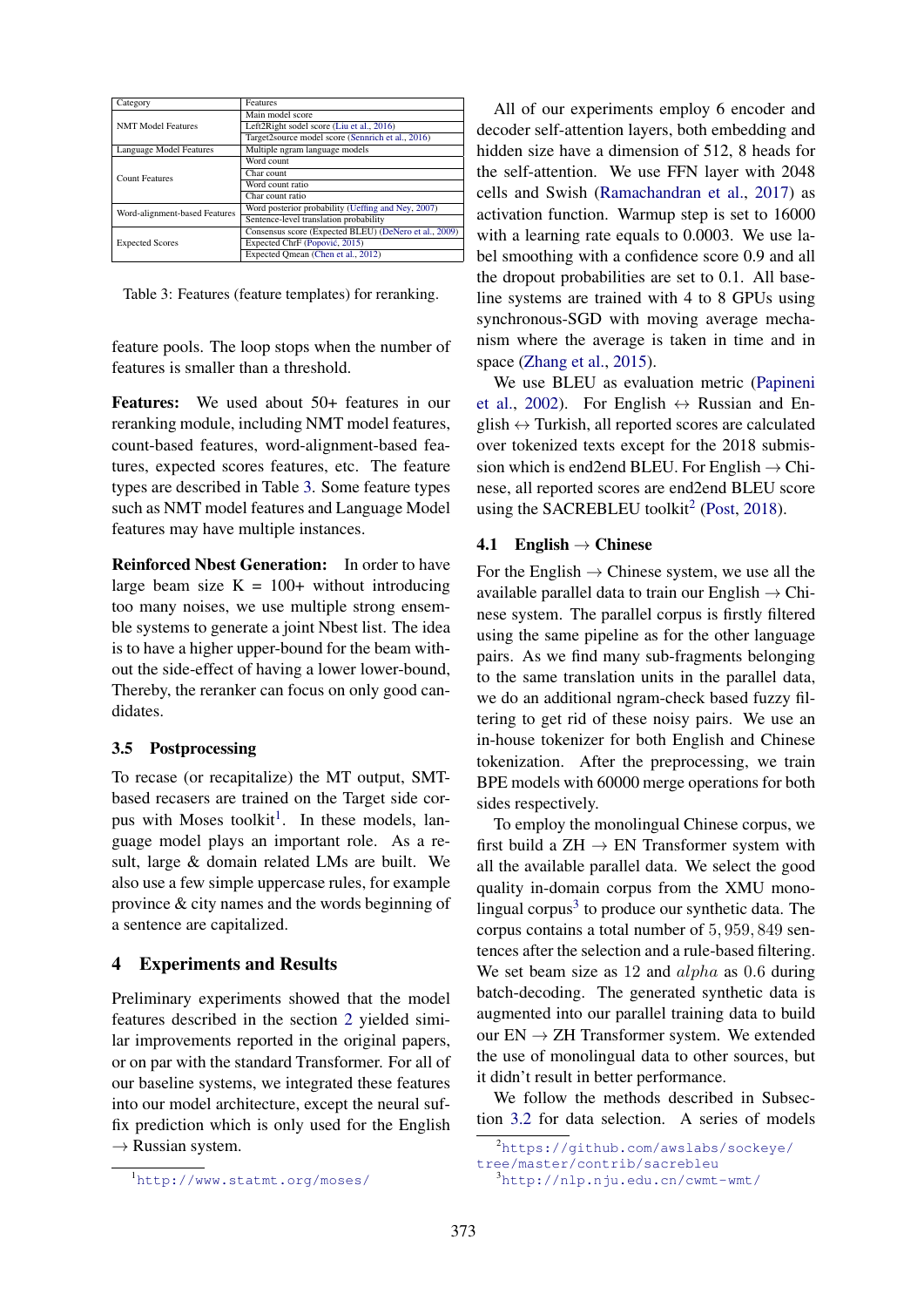| Category | Features |
|---|---|
| NMT Model Features | Main model score |
| | Left2Right sodel score (Liu et al., 2016) |
| | Target2source model score (Sennrich et al., 2016) |
| Language Model Features | Multiple ngram language models |
| Count Features | Word count |
| | Char count |
| | Word count ratio |
| | Char count ratio |
| Word-alignment-based Features | Word posterior probability (Ueffing and Ney, 2007) |
| | Sentence-level translation probability |
| Expected Scores | Consensus score (Expected BLEU) (DeNero et al., 2009) |
| | Expected ChrF (Popović, 2015) |
| | Expected Qmean (Chen et al., 2012) |

Table 3: Features (feature templates) for reranking.

feature pools. The loop stops when the number of features is smaller than a threshold.

**Features:** We used about 50+ features in our reranking module, including NMT model features, count-based features, word-alignment-based features, expected scores features, etc. The feature types are described in Table 3. Some feature types such as NMT model features and Language Model features may have multiple instances.

**Reinforced Nbest Generation:** In order to have large beam size K = 100+ without introducing too many noises, we use multiple strong ensemble systems to generate a joint Nbest list. The idea is to have a higher upper-bound for the beam without the side-effect of having a lower lower-bound, Thereby, the reranker can focus on only good candidates.

### 3.5 Postprocessing

To recase (or recapitalize) the MT output, SMT-based recasers are trained on the Target side corpus with Moses toolkit[1]. In these models, language model plays an important role. As a result, large & domain related LMs are built. We also use a few simple uppercase rules, for example province & city names and the words beginning of a sentence are capitalized.

## 4 Experiments and Results

Preliminary experiments showed that the model features described in the section 2 yielded similar improvements reported in the original papers, or on par with the standard Transformer. For all of our baseline systems, we integrated these features into our model architecture, except the neural suffix prediction which is only used for the English → Russian system.

All of our experiments employ 6 encoder and decoder self-attention layers, both embedding and hidden size have a dimension of 512, 8 heads for the self-attention. We use FFN layer with 2048 cells and Swish (Ramachandran et al., 2017) as activation function. Warmup step is set to 16000 with a learning rate equals to 0.0003. We use label smoothing with a confidence score 0.9 and all the dropout probabilities are set to 0.1. All baseline systems are trained with 4 to 8 GPUs using synchronous-SGD with moving average mechanism where the average is taken in time and in space (Zhang et al., 2015).

We use BLEU as evaluation metric (Papineni et al., 2002). For English ↔ Russian and English ↔ Turkish, all reported scores are calculated over tokenized texts except for the 2018 submission which is end2end BLEU. For English → Chinese, all reported scores are end2end BLEU score using the SACREBLEU toolkit[2] (Post, 2018).

### 4.1 English → Chinese

For the English → Chinese system, we use all the available parallel data to train our English → Chinese system. The parallel corpus is firstly filtered using the same pipeline as for the other language pairs. As we find many sub-fragments belonging to the same translation units in the parallel data, we do an additional ngram-check based fuzzy filtering to get rid of these noisy pairs. We use an in-house tokenizer for both English and Chinese tokenization. After the preprocessing, we train BPE models with 60000 merge operations for both sides respectively.

To employ the monolingual Chinese corpus, we first build a ZH → EN Transformer system with all the available parallel data. We select the good quality in-domain corpus from the XMU monolingual corpus[3] to produce our synthetic data. The corpus contains a total number of $5,959,849$ sentences after the selection and a rule-based filtering. We set beam size as $12$ and $alpha$ as $0.6$ during batch-decoding. The generated synthetic data is augmented into our parallel training data to build our EN → ZH Transformer system. We extended the use of monolingual data to other sources, but it didn't result in better performance.

We follow the methods described in Subsection 3.2 for data selection. A series of models

[1] http://www.statmt.org/moses/

[2] https://github.com/awslabs/sockeye/tree/master/contrib/sacrebleu

[3] http://nlp.nju.edu.cn/cwmt-wmt/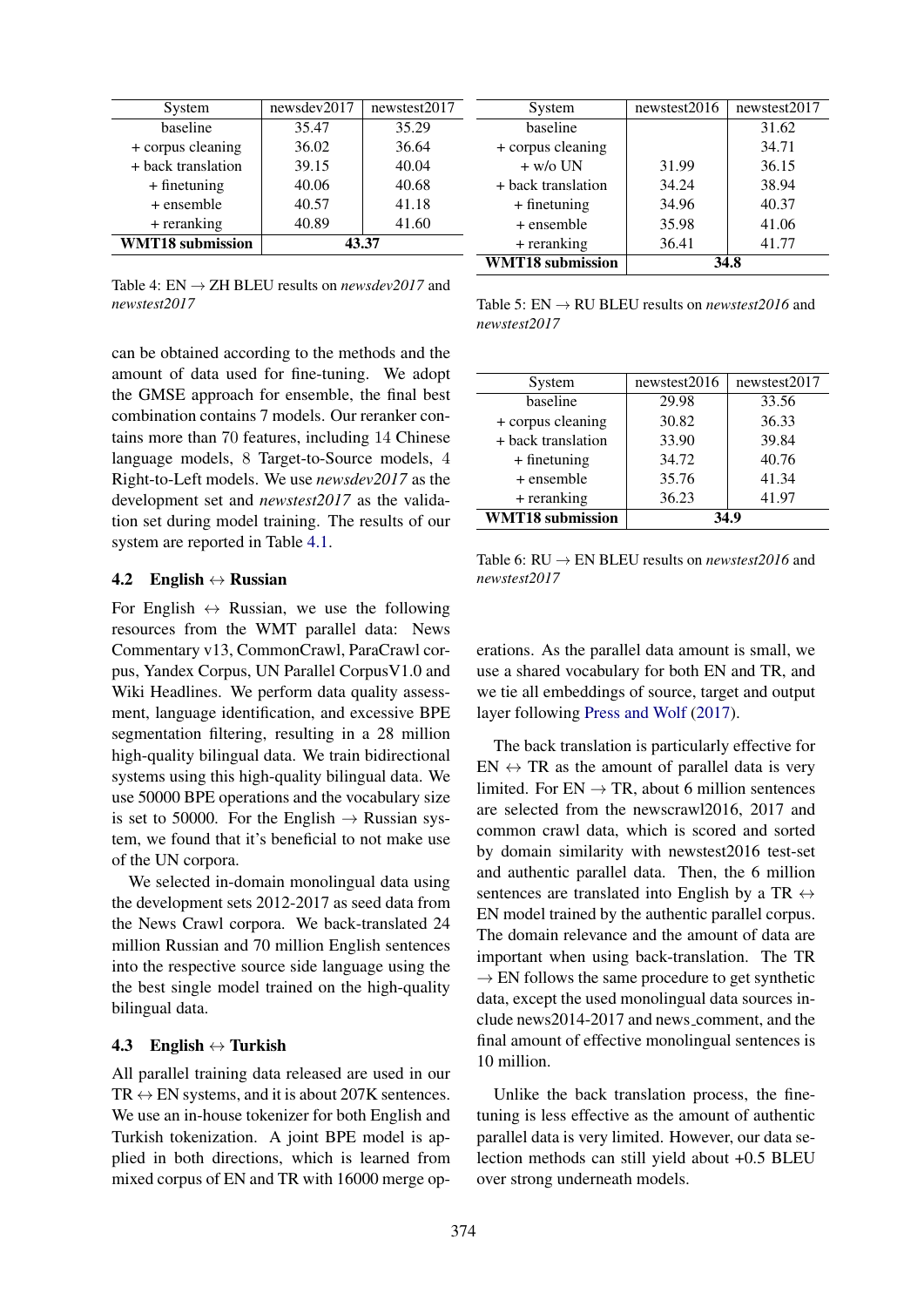| System | newsdev2017 | newstest2017 |
|---|---|---|
| baseline | 35.47 | 35.29 |
| + corpus cleaning | 36.02 | 36.64 |
| + back translation | 39.15 | 40.04 |
| + finetuning | 40.06 | 40.68 |
| + ensemble | 40.57 | 41.18 |
| + reranking | 40.89 | 41.60 |
| **WMT18 submission** | **43.37** | |

Table 4: EN → ZH BLEU results on *newsdev2017* and *newstest2017*

can be obtained according to the methods and the amount of data used for fine-tuning. We adopt the GMSE approach for ensemble, the final best combination contains 7 models. Our reranker contains more than 70 features, including 14 Chinese language models, 8 Target-to-Source models, 4 Right-to-Left models. We use *newsdev2017* as the development set and *newstest2017* as the validation set during model training. The results of our system are reported in Table 4.1.

### 4.2 English ↔ Russian

For English ↔ Russian, we use the following resources from the WMT parallel data: News Commentary v13, CommonCrawl, ParaCrawl corpus, Yandex Corpus, UN Parallel CorpusV1.0 and Wiki Headlines. We perform data quality assessment, language identification, and excessive BPE segmentation filtering, resulting in a 28 million high-quality bilingual data. We train bidirectional systems using this high-quality bilingual data. We use 50000 BPE operations and the vocabulary size is set to 50000. For the English → Russian system, we found that it's beneficial to not make use of the UN corpora.

We selected in-domain monolingual data using the development sets 2012-2017 as seed data from the News Crawl corpora. We back-translated 24 million Russian and 70 million English sentences into the respective source side language using the the best single model trained on the high-quality bilingual data.

### 4.3 English ↔ Turkish

All parallel training data released are used in our TR ↔ EN systems, and it is about 207K sentences. We use an in-house tokenizer for both English and Turkish tokenization. A joint BPE model is applied in both directions, which is learned from mixed corpus of EN and TR with 16000 merge operations. As the parallel data amount is small, we use a shared vocabulary for both EN and TR, and we tie all embeddings of source, target and output layer following Press and Wolf (2017).

| System | newstest2016 | newstest2017 |
|---|---|---|
| baseline | | 31.62 |
| + corpus cleaning | | 34.71 |
| + w/o UN | 31.99 | 36.15 |
| + back translation | 34.24 | 38.94 |
| + finetuning | 34.96 | 40.37 |
| + ensemble | 35.98 | 41.06 |
| + reranking | 36.41 | 41.77 |
| **WMT18 submission** | **34.8** | |

Table 5: EN → RU BLEU results on *newstest2016* and *newstest2017*

| System | newstest2016 | newstest2017 |
|---|---|---|
| baseline | 29.98 | 33.56 |
| + corpus cleaning | 30.82 | 36.33 |
| + back translation | 33.90 | 39.84 |
| + finetuning | 34.72 | 40.76 |
| + ensemble | 35.76 | 41.34 |
| + reranking | 36.23 | 41.97 |
| **WMT18 submission** | **34.9** | |

Table 6: RU → EN BLEU results on *newstest2016* and *newstest2017*

The back translation is particularly effective for EN ↔ TR as the amount of parallel data is very limited. For EN → TR, about 6 million sentences are selected from the newscrawl2016, 2017 and common crawl data, which is scored and sorted by domain similarity with newstest2016 test-set and authentic parallel data. Then, the 6 million sentences are translated into English by a TR ↔ EN model trained by the authentic parallel corpus. The domain relevance and the amount of data are important when using back-translation. The TR → EN follows the same procedure to get synthetic data, except the used monolingual data sources include news2014-2017 and news_comment, and the final amount of effective monolingual sentences is 10 million.

Unlike the back translation process, the finetuning is less effective as the amount of authentic parallel data is very limited. However, our data selection methods can still yield about +0.5 BLEU over strong underneath models.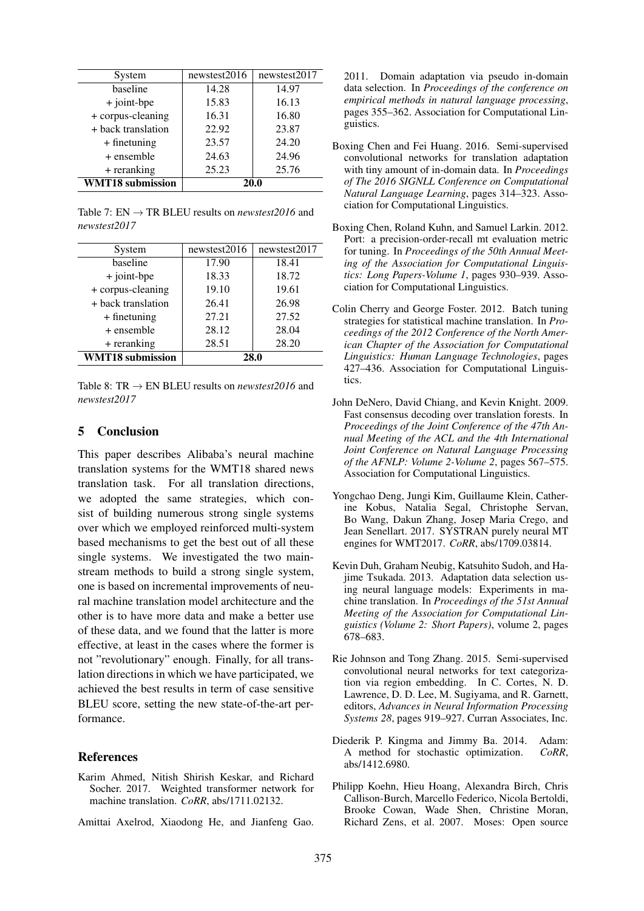| System | newstest2016 | newstest2017 |
|---|---|---|
| baseline | 14.28 | 14.97 |
| + joint-bpe | 15.83 | 16.13 |
| + corpus-cleaning | 16.31 | 16.80 |
| + back translation | 22.92 | 23.87 |
| + finetuning | 23.57 | 24.20 |
| + ensemble | 24.63 | 24.96 |
| + reranking | 25.23 | 25.76 |
| **WMT18 submission** | **20.0** | |

Table 7: EN $\rightarrow$ TR BLEU results on *newstest2016* and *newstest2017*

| System | newstest2016 | newstest2017 |
|---|---|---|
| baseline | 17.90 | 18.41 |
| + joint-bpe | 18.33 | 18.72 |
| + corpus-cleaning | 19.10 | 19.61 |
| + back translation | 26.41 | 26.98 |
| + finetuning | 27.21 | 27.52 |
| + ensemble | 28.12 | 28.04 |
| + reranking | 28.51 | 28.20 |
| **WMT18 submission** | **28.0** | |

Table 8: TR $\rightarrow$ EN BLEU results on *newstest2016* and *newstest2017*

## 5 Conclusion

This paper describes Alibaba's neural machine translation systems for the WMT18 shared news translation task. For all translation directions, we adopted the same strategies, which consist of building numerous strong single systems over which we employed reinforced multi-system based mechanisms to get the best out of all these single systems. We investigated the two mainstream methods to build a strong single system, one is based on incremental improvements of neural machine translation model architecture and the other is to have more data and make a better use of these data, and we found that the latter is more effective, at least in the cases where the former is not "revolutionary" enough. Finally, for all translation directions in which we have participated, we achieved the best results in term of case sensitive BLEU score, setting the new state-of-the-art performance.

## References

Karim Ahmed, Nitish Shirish Keskar, and Richard Socher. 2017. Weighted transformer network for machine translation. *CoRR*, abs/1711.02132.

Amittai Axelrod, Xiaodong He, and Jianfeng Gao. 2011. Domain adaptation via pseudo in-domain data selection. In *Proceedings of the conference on empirical methods in natural language processing*, pages 355–362. Association for Computational Linguistics.

Boxing Chen and Fei Huang. 2016. Semi-supervised convolutional networks for translation adaptation with tiny amount of in-domain data. In *Proceedings of The 2016 SIGNLL Conference on Computational Natural Language Learning*, pages 314–323. Association for Computational Linguistics.

Boxing Chen, Roland Kuhn, and Samuel Larkin. 2012. Port: a precision-order-recall mt evaluation metric for tuning. In *Proceedings of the 50th Annual Meeting of the Association for Computational Linguistics: Long Papers-Volume 1*, pages 930–939. Association for Computational Linguistics.

Colin Cherry and George Foster. 2012. Batch tuning strategies for statistical machine translation. In *Proceedings of the 2012 Conference of the North American Chapter of the Association for Computational Linguistics: Human Language Technologies*, pages 427–436. Association for Computational Linguistics.

John DeNero, David Chiang, and Kevin Knight. 2009. Fast consensus decoding over translation forests. In *Proceedings of the Joint Conference of the 47th Annual Meeting of the ACL and the 4th International Joint Conference on Natural Language Processing of the AFNLP: Volume 2-Volume 2*, pages 567–575. Association for Computational Linguistics.

Yongchao Deng, Jungi Kim, Guillaume Klein, Catherine Kobus, Natalia Segal, Christophe Servan, Bo Wang, Dakun Zhang, Josep Maria Crego, and Jean Senellart. 2017. SYSTRAN purely neural MT engines for WMT2017. *CoRR*, abs/1709.03814.

Kevin Duh, Graham Neubig, Katsuhito Sudoh, and Hajime Tsukada. 2013. Adaptation data selection using neural language models: Experiments in machine translation. In *Proceedings of the 51st Annual Meeting of the Association for Computational Linguistics (Volume 2: Short Papers)*, volume 2, pages 678–683.

Rie Johnson and Tong Zhang. 2015. Semi-supervised convolutional neural networks for text categorization via region embedding. In C. Cortes, N. D. Lawrence, D. D. Lee, M. Sugiyama, and R. Garnett, editors, *Advances in Neural Information Processing Systems 28*, pages 919–927. Curran Associates, Inc.

Diederik P. Kingma and Jimmy Ba. 2014. Adam: A method for stochastic optimization. *CoRR*, abs/1412.6980.

Philipp Koehn, Hieu Hoang, Alexandra Birch, Chris Callison-Burch, Marcello Federico, Nicola Bertoldi, Brooke Cowan, Wade Shen, Christine Moran, Richard Zens, et al. 2007. Moses: Open source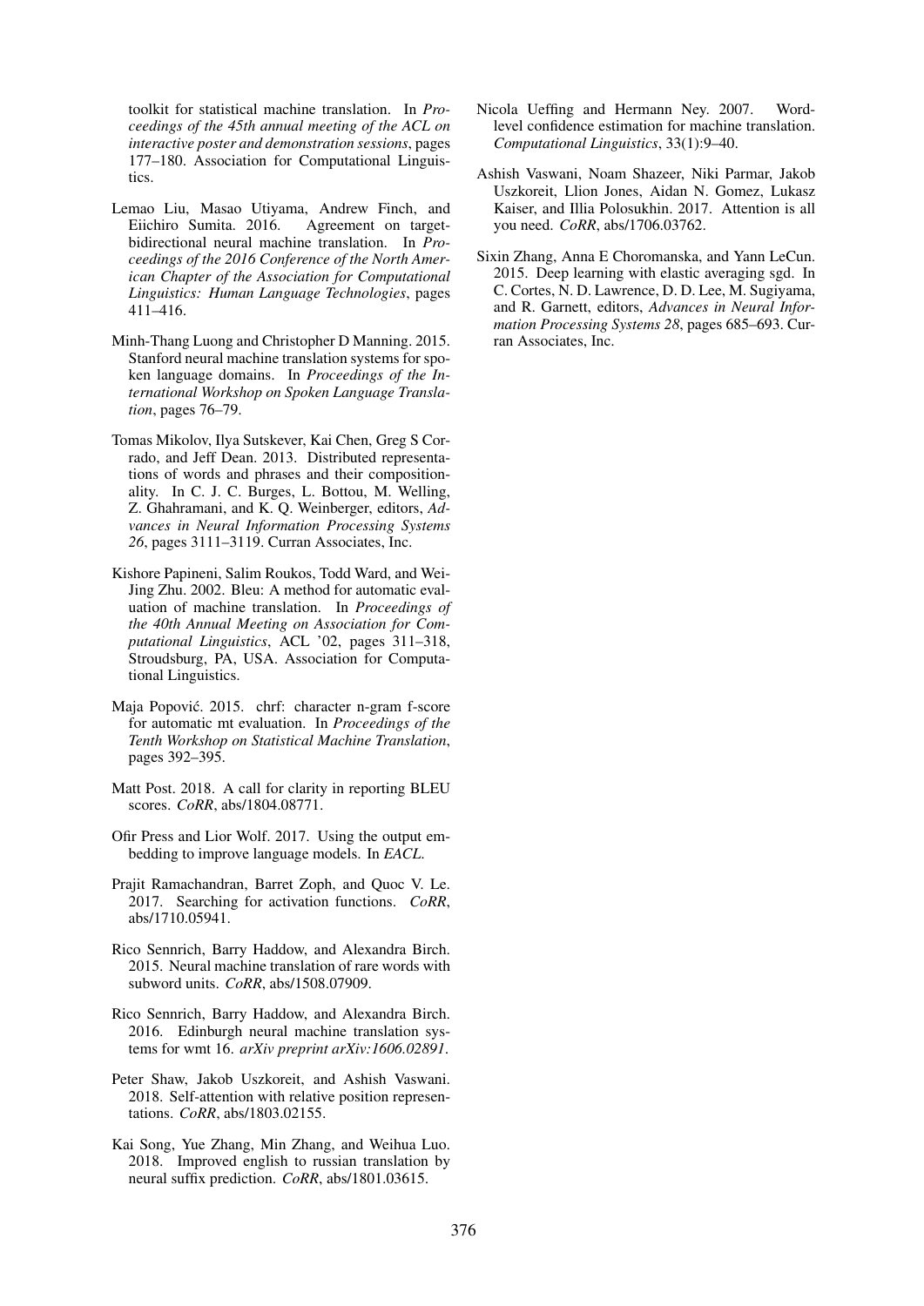toolkit for statistical machine translation. In *Proceedings of the 45th annual meeting of the ACL on interactive poster and demonstration sessions*, pages 177–180. Association for Computational Linguistics.

Lemao Liu, Masao Utiyama, Andrew Finch, and Eiichiro Sumita. 2016. Agreement on target-bidirectional neural machine translation. In *Proceedings of the 2016 Conference of the North American Chapter of the Association for Computational Linguistics: Human Language Technologies*, pages 411–416.

Minh-Thang Luong and Christopher D Manning. 2015. Stanford neural machine translation systems for spoken language domains. In *Proceedings of the International Workshop on Spoken Language Translation*, pages 76–79.

Tomas Mikolov, Ilya Sutskever, Kai Chen, Greg S Corrado, and Jeff Dean. 2013. Distributed representations of words and phrases and their compositionality. In C. J. C. Burges, L. Bottou, M. Welling, Z. Ghahramani, and K. Q. Weinberger, editors, *Advances in Neural Information Processing Systems 26*, pages 3111–3119. Curran Associates, Inc.

Kishore Papineni, Salim Roukos, Todd Ward, and Wei-Jing Zhu. 2002. Bleu: A method for automatic evaluation of machine translation. In *Proceedings of the 40th Annual Meeting on Association for Computational Linguistics*, ACL '02, pages 311–318, Stroudsburg, PA, USA. Association for Computational Linguistics.

Maja Popović. 2015. chrf: character n-gram f-score for automatic mt evaluation. In *Proceedings of the Tenth Workshop on Statistical Machine Translation*, pages 392–395.

Matt Post. 2018. A call for clarity in reporting BLEU scores. *CoRR*, abs/1804.08771.

Ofir Press and Lior Wolf. 2017. Using the output embedding to improve language models. In *EACL*.

Prajit Ramachandran, Barret Zoph, and Quoc V. Le. 2017. Searching for activation functions. *CoRR*, abs/1710.05941.

Rico Sennrich, Barry Haddow, and Alexandra Birch. 2015. Neural machine translation of rare words with subword units. *CoRR*, abs/1508.07909.

Rico Sennrich, Barry Haddow, and Alexandra Birch. 2016. Edinburgh neural machine translation systems for wmt 16. *arXiv preprint arXiv:1606.02891*.

Peter Shaw, Jakob Uszkoreit, and Ashish Vaswani. 2018. Self-attention with relative position representations. *CoRR*, abs/1803.02155.

Kai Song, Yue Zhang, Min Zhang, and Weihua Luo. 2018. Improved english to russian translation by neural suffix prediction. *CoRR*, abs/1801.03615.

Nicola Ueffing and Hermann Ney. 2007. Word-level confidence estimation for machine translation. *Computational Linguistics*, 33(1):9–40.

Ashish Vaswani, Noam Shazeer, Niki Parmar, Jakob Uszkoreit, Llion Jones, Aidan N. Gomez, Lukasz Kaiser, and Illia Polosukhin. 2017. Attention is all you need. *CoRR*, abs/1706.03762.

Sixin Zhang, Anna E Choromanska, and Yann LeCun. 2015. Deep learning with elastic averaging sgd. In C. Cortes, N. D. Lawrence, D. D. Lee, M. Sugiyama, and R. Garnett, editors, *Advances in Neural Information Processing Systems 28*, pages 685–693. Curran Associates, Inc.